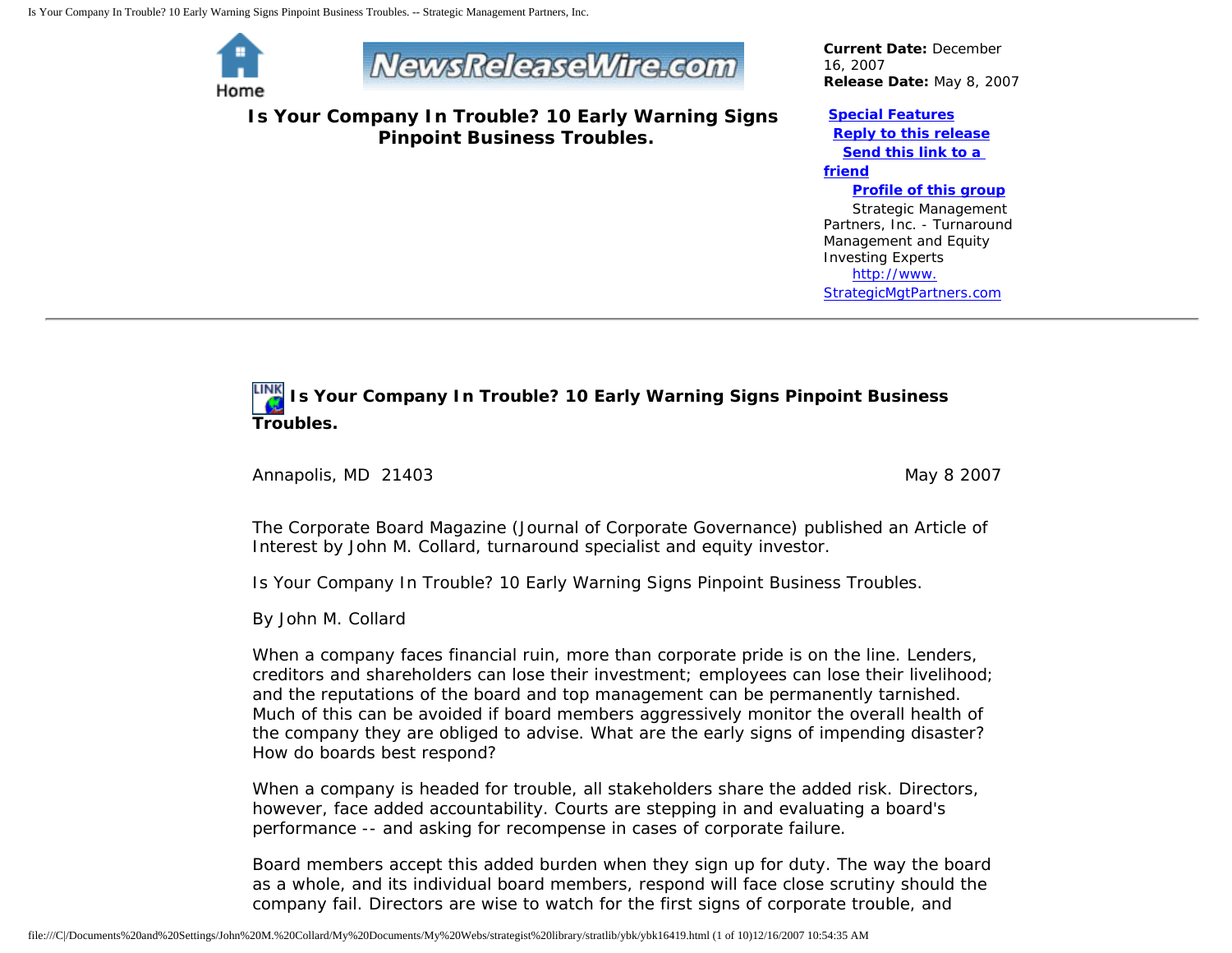Home

# Is Your Company In Trouble? 10 Early Warning Signs Pinpoint Business Troubles.

**Current Date:** December 16, 2007
**Release Date:** May 8, 2007

**Special Features**
**Reply to this release**
**Send this link to a friend**
**Profile of this group**
Strategic Management Partners, Inc. - Turnaround Management and Equity Investing Experts
http://www.StrategicMgtPartners.com

---

## Is Your Company In Trouble? 10 Early Warning Signs Pinpoint Business Troubles.

Annapolis, MD 21403 May 8 2007

The Corporate Board Magazine (Journal of Corporate Governance) published an Article of Interest by John M. Collard, turnaround specialist and equity investor.

Is Your Company In Trouble? 10 Early Warning Signs Pinpoint Business Troubles.

By John M. Collard

When a company faces financial ruin, more than corporate pride is on the line. Lenders, creditors and shareholders can lose their investment; employees can lose their livelihood; and the reputations of the board and top management can be permanently tarnished. Much of this can be avoided if board members aggressively monitor the overall health of the company they are obliged to advise. What are the early signs of impending disaster? How do boards best respond?

When a company is headed for trouble, all stakeholders share the added risk. Directors, however, face added accountability. Courts are stepping in and evaluating a board's performance -- and asking for recompense in cases of corporate failure.

Board members accept this added burden when they sign up for duty. The way the board as a whole, and its individual board members, respond will face close scrutiny should the company fail. Directors are wise to watch for the first signs of corporate trouble, and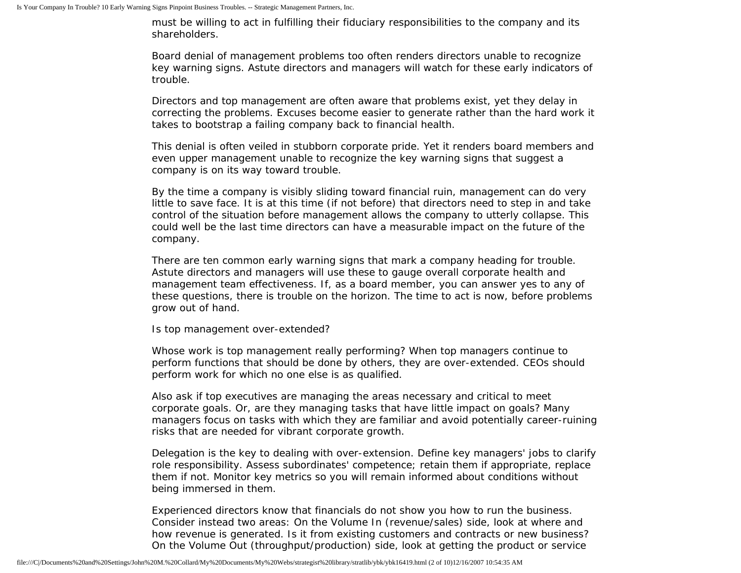must be willing to act in fulfilling their fiduciary responsibilities to the company and its shareholders.

Board denial of management problems too often renders directors unable to recognize key warning signs. Astute directors and managers will watch for these early indicators of trouble.

Directors and top management are often aware that problems exist, yet they delay in correcting the problems. Excuses become easier to generate rather than the hard work it takes to bootstrap a failing company back to financial health.

This denial is often veiled in stubborn corporate pride. Yet it renders board members and even upper management unable to recognize the key warning signs that suggest a company is on its way toward trouble.

By the time a company is visibly sliding toward financial ruin, management can do very little to save face. It is at this time (if not before) that directors need to step in and take control of the situation before management allows the company to utterly collapse. This could well be the last time directors can have a measurable impact on the future of the company.

There are ten common early warning signs that mark a company heading for trouble. Astute directors and managers will use these to gauge overall corporate health and management team effectiveness. If, as a board member, you can answer yes to any of these questions, there is trouble on the horizon. The time to act is now, before problems grow out of hand.

Is top management over-extended?

Whose work is top management really performing? When top managers continue to perform functions that should be done by others, they are over-extended. CEOs should perform work for which no one else is as qualified.

Also ask if top executives are managing the areas necessary and critical to meet corporate goals. Or, are they managing tasks that have little impact on goals? Many managers focus on tasks with which they are familiar and avoid potentially career-ruining risks that are needed for vibrant corporate growth.

Delegation is the key to dealing with over-extension. Define key managers' jobs to clarify role responsibility. Assess subordinates' competence; retain them if appropriate, replace them if not. Monitor key metrics so you will remain informed about conditions without being immersed in them.

Experienced directors know that financials do not show you how to run the business. Consider instead two areas: On the Volume In (revenue/sales) side, look at where and how revenue is generated. Is it from existing customers and contracts or new business? On the Volume Out (throughput/production) side, look at getting the product or service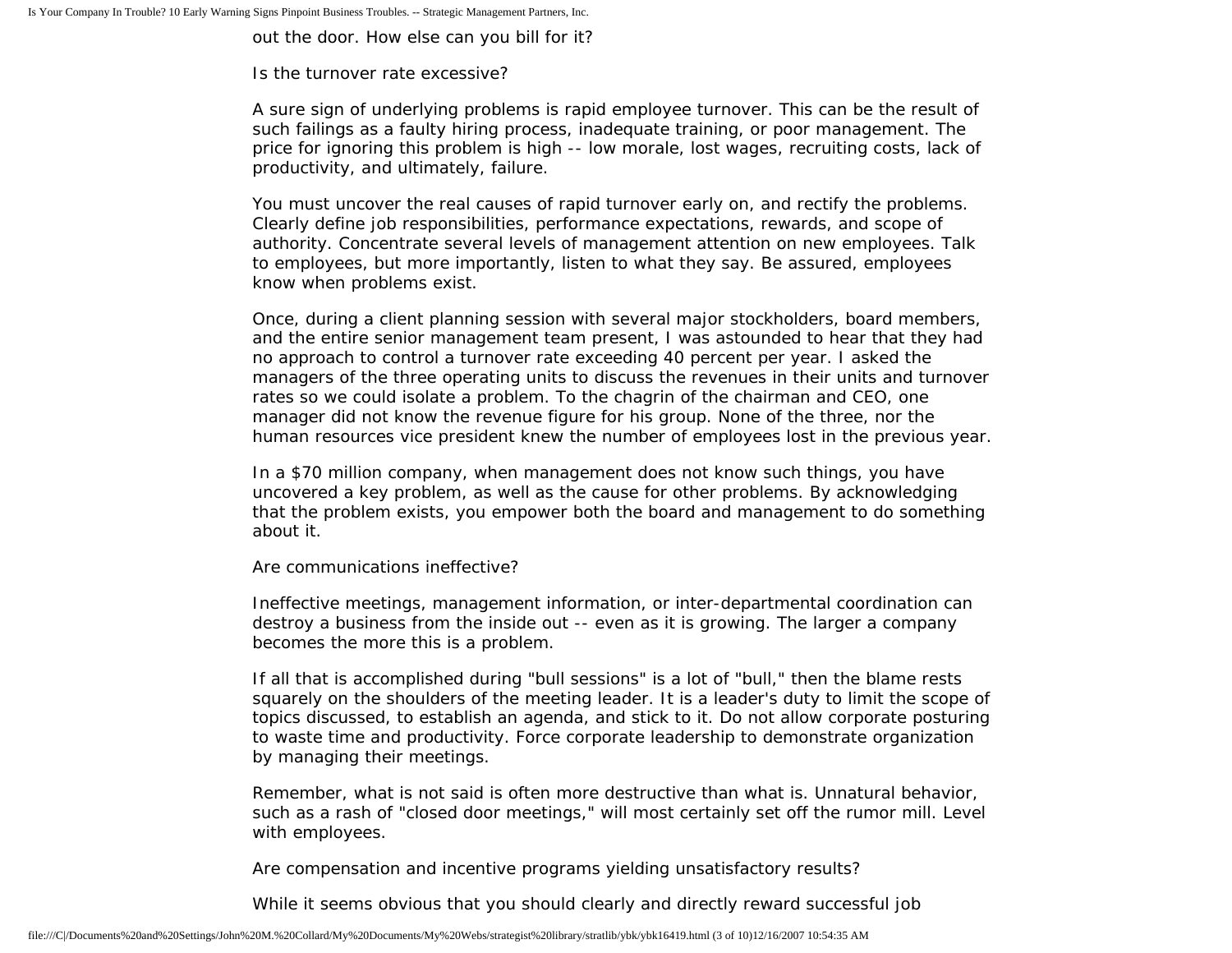out the door. How else can you bill for it?

## Is the turnover rate excessive?

A sure sign of underlying problems is rapid employee turnover. This can be the result of such failings as a faulty hiring process, inadequate training, or poor management. The price for ignoring this problem is high -- low morale, lost wages, recruiting costs, lack of productivity, and ultimately, failure.

You must uncover the real causes of rapid turnover early on, and rectify the problems. Clearly define job responsibilities, performance expectations, rewards, and scope of authority. Concentrate several levels of management attention on new employees. Talk to employees, but more importantly, listen to what they say. Be assured, employees know when problems exist.

Once, during a client planning session with several major stockholders, board members, and the entire senior management team present, I was astounded to hear that they had no approach to control a turnover rate exceeding 40 percent per year. I asked the managers of the three operating units to discuss the revenues in their units and turnover rates so we could isolate a problem. To the chagrin of the chairman and CEO, one manager did not know the revenue figure for his group. None of the three, nor the human resources vice president knew the number of employees lost in the previous year.

In a $70 million company, when management does not know such things, you have uncovered a key problem, as well as the cause for other problems. By acknowledging that the problem exists, you empower both the board and management to do something about it.

## Are communications ineffective?

Ineffective meetings, management information, or inter-departmental coordination can destroy a business from the inside out -- even as it is growing. The larger a company becomes the more this is a problem.

If all that is accomplished during "bull sessions" is a lot of "bull," then the blame rests squarely on the shoulders of the meeting leader. It is a leader's duty to limit the scope of topics discussed, to establish an agenda, and stick to it. Do not allow corporate posturing to waste time and productivity. Force corporate leadership to demonstrate organization by managing their meetings.

Remember, what is not said is often more destructive than what is. Unnatural behavior, such as a rash of "closed door meetings," will most certainly set off the rumor mill. Level with employees.

## Are compensation and incentive programs yielding unsatisfactory results?

While it seems obvious that you should clearly and directly reward successful job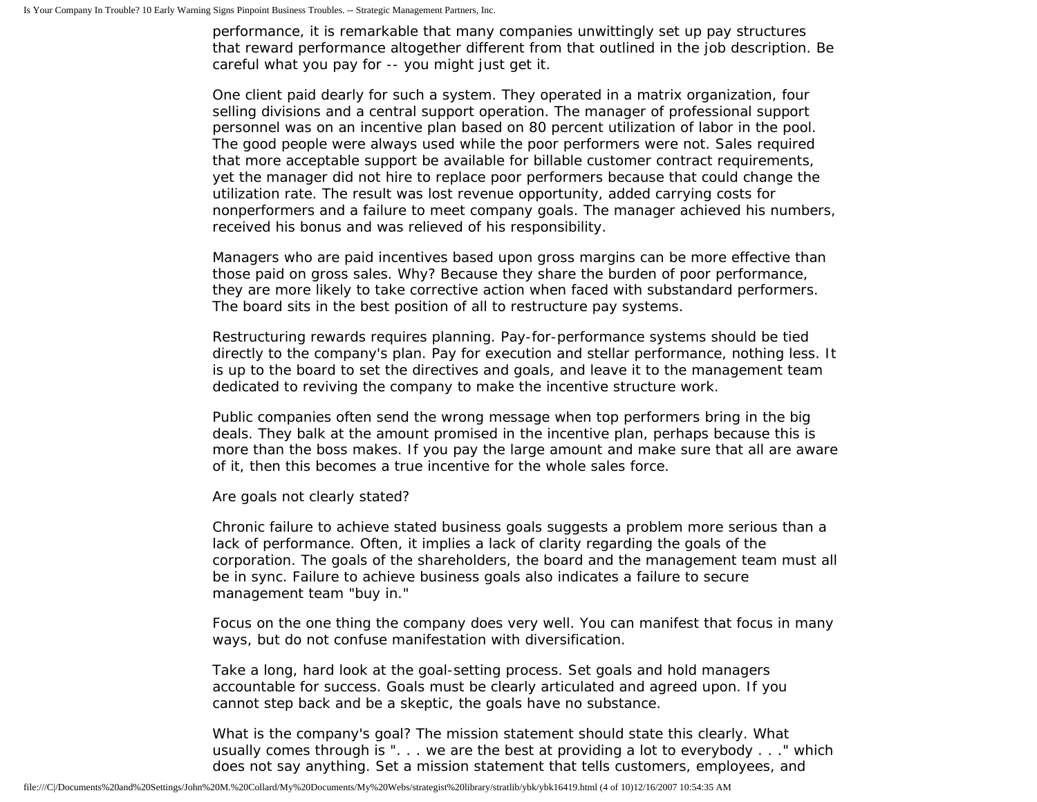performance, it is remarkable that many companies unwittingly set up pay structures that reward performance altogether different from that outlined in the job description. Be careful what you pay for -- you might just get it.

One client paid dearly for such a system. They operated in a matrix organization, four selling divisions and a central support operation. The manager of professional support personnel was on an incentive plan based on 80 percent utilization of labor in the pool. The good people were always used while the poor performers were not. Sales required that more acceptable support be available for billable customer contract requirements, yet the manager did not hire to replace poor performers because that could change the utilization rate. The result was lost revenue opportunity, added carrying costs for nonperformers and a failure to meet company goals. The manager achieved his numbers, received his bonus and was relieved of his responsibility.

Managers who are paid incentives based upon gross margins can be more effective than those paid on gross sales. Why? Because they share the burden of poor performance, they are more likely to take corrective action when faced with substandard performers. The board sits in the best position of all to restructure pay systems.

Restructuring rewards requires planning. Pay-for-performance systems should be tied directly to the company's plan. Pay for execution and stellar performance, nothing less. It is up to the board to set the directives and goals, and leave it to the management team dedicated to reviving the company to make the incentive structure work.

Public companies often send the wrong message when top performers bring in the big deals. They balk at the amount promised in the incentive plan, perhaps because this is more than the boss makes. If you pay the large amount and make sure that all are aware of it, then this becomes a true incentive for the whole sales force.

Are goals not clearly stated?

Chronic failure to achieve stated business goals suggests a problem more serious than a lack of performance. Often, it implies a lack of clarity regarding the goals of the corporation. The goals of the shareholders, the board and the management team must all be in sync. Failure to achieve business goals also indicates a failure to secure management team "buy in."

Focus on the one thing the company does very well. You can manifest that focus in many ways, but do not confuse manifestation with diversification.

Take a long, hard look at the goal-setting process. Set goals and hold managers accountable for success. Goals must be clearly articulated and agreed upon. If you cannot step back and be a skeptic, the goals have no substance.

What is the company's goal? The mission statement should state this clearly. What usually comes through is ". . . we are the best at providing a lot to everybody . . ." which does not say anything. Set a mission statement that tells customers, employees, and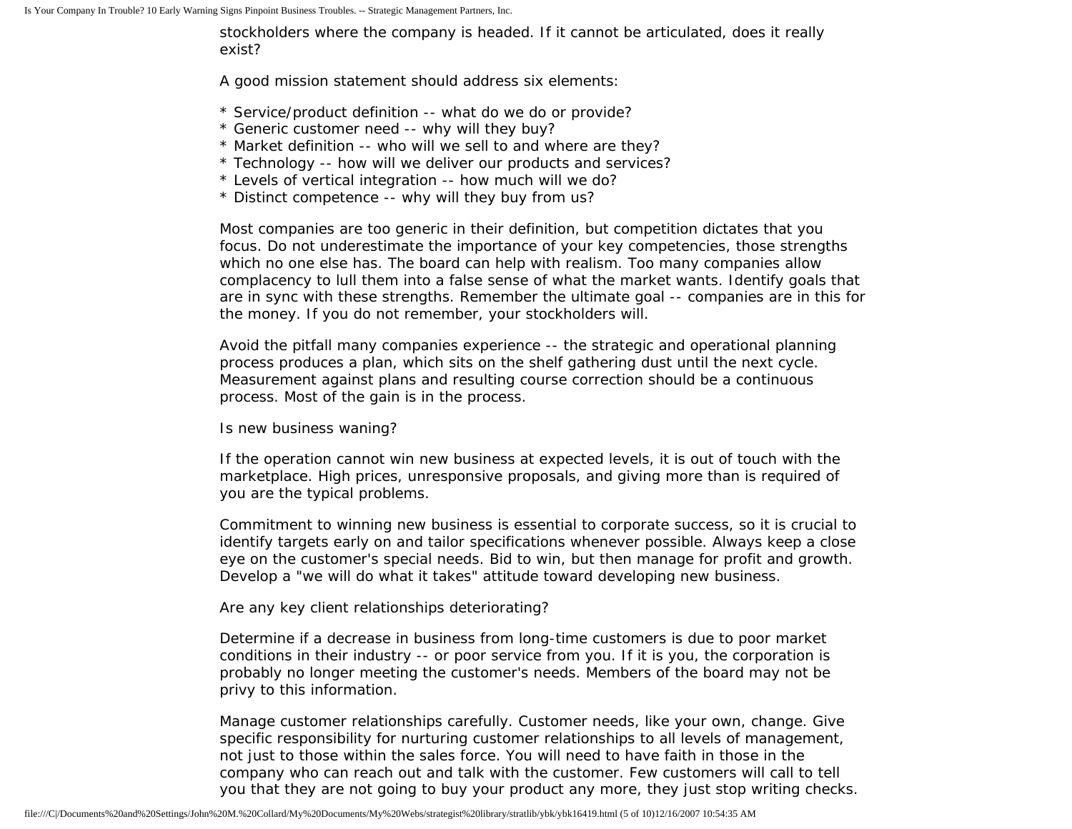stockholders where the company is headed. If it cannot be articulated, does it really exist?

A good mission statement should address six elements:

* Service/product definition -- what do we do or provide?
* Generic customer need -- why will they buy?
* Market definition -- who will we sell to and where are they?
* Technology -- how will we deliver our products and services?
* Levels of vertical integration -- how much will we do?
* Distinct competence -- why will they buy from us?

Most companies are too generic in their definition, but competition dictates that you focus. Do not underestimate the importance of your key competencies, those strengths which no one else has. The board can help with realism. Too many companies allow complacency to lull them into a false sense of what the market wants. Identify goals that are in sync with these strengths. Remember the ultimate goal -- companies are in this for the money. If you do not remember, your stockholders will.

Avoid the pitfall many companies experience -- the strategic and operational planning process produces a plan, which sits on the shelf gathering dust until the next cycle. Measurement against plans and resulting course correction should be a continuous process. Most of the gain is in the process.

Is new business waning?

If the operation cannot win new business at expected levels, it is out of touch with the marketplace. High prices, unresponsive proposals, and giving more than is required of you are the typical problems.

Commitment to winning new business is essential to corporate success, so it is crucial to identify targets early on and tailor specifications whenever possible. Always keep a close eye on the customer's special needs. Bid to win, but then manage for profit and growth. Develop a "we will do what it takes" attitude toward developing new business.

Are any key client relationships deteriorating?

Determine if a decrease in business from long-time customers is due to poor market conditions in their industry -- or poor service from you. If it is you, the corporation is probably no longer meeting the customer's needs. Members of the board may not be privy to this information.

Manage customer relationships carefully. Customer needs, like your own, change. Give specific responsibility for nurturing customer relationships to all levels of management, not just to those within the sales force. You will need to have faith in those in the company who can reach out and talk with the customer. Few customers will call to tell you that they are not going to buy your product any more, they just stop writing checks.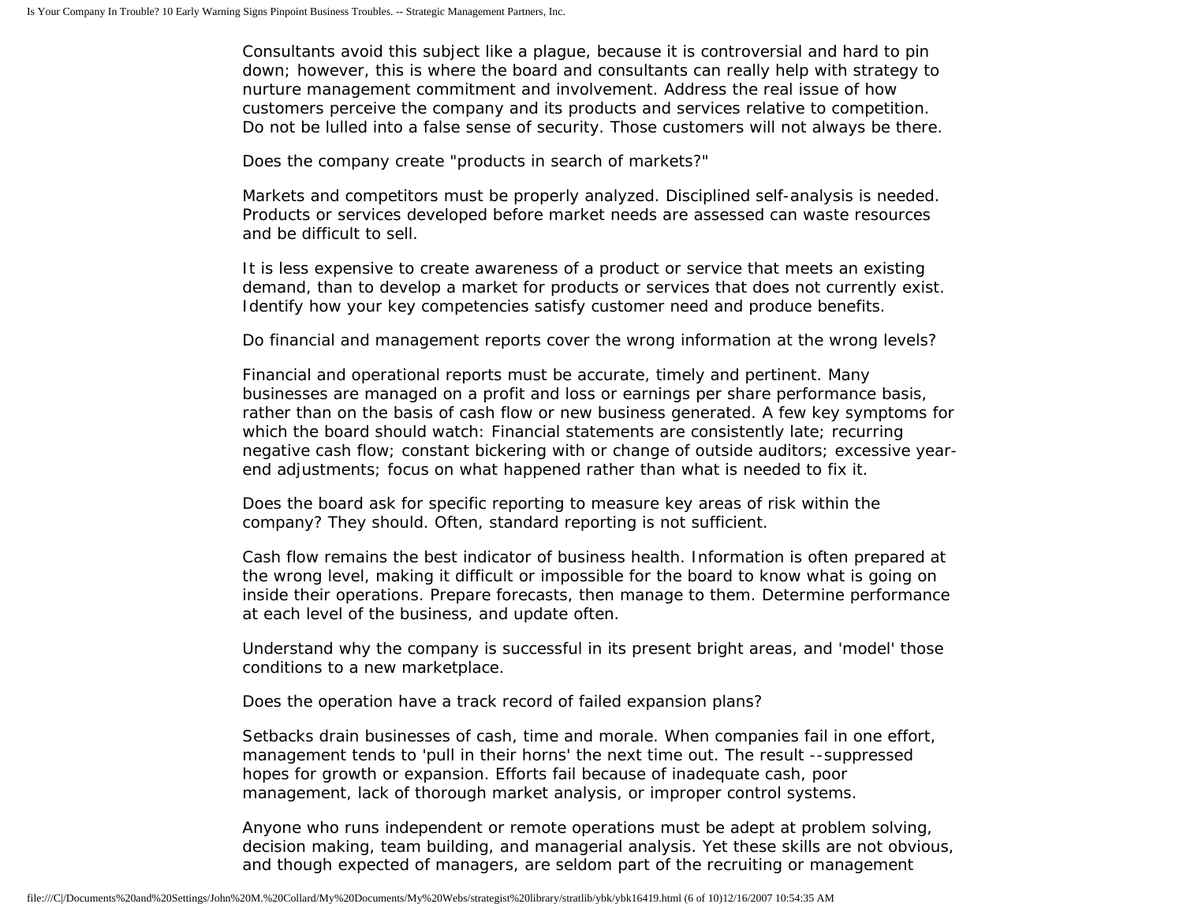Consultants avoid this subject like a plague, because it is controversial and hard to pin down; however, this is where the board and consultants can really help with strategy to nurture management commitment and involvement. Address the real issue of how customers perceive the company and its products and services relative to competition. Do not be lulled into a false sense of security. Those customers will not always be there.

Does the company create "products in search of markets?"

Markets and competitors must be properly analyzed. Disciplined self-analysis is needed. Products or services developed before market needs are assessed can waste resources and be difficult to sell.

It is less expensive to create awareness of a product or service that meets an existing demand, than to develop a market for products or services that does not currently exist. Identify how your key competencies satisfy customer need and produce benefits.

Do financial and management reports cover the wrong information at the wrong levels?

Financial and operational reports must be accurate, timely and pertinent. Many businesses are managed on a profit and loss or earnings per share performance basis, rather than on the basis of cash flow or new business generated. A few key symptoms for which the board should watch: Financial statements are consistently late; recurring negative cash flow; constant bickering with or change of outside auditors; excessive year-end adjustments; focus on what happened rather than what is needed to fix it.

Does the board ask for specific reporting to measure key areas of risk within the company? They should. Often, standard reporting is not sufficient.

Cash flow remains the best indicator of business health. Information is often prepared at the wrong level, making it difficult or impossible for the board to know what is going on inside their operations. Prepare forecasts, then manage to them. Determine performance at each level of the business, and update often.

Understand why the company is successful in its present bright areas, and 'model' those conditions to a new marketplace.

Does the operation have a track record of failed expansion plans?

Setbacks drain businesses of cash, time and morale. When companies fail in one effort, management tends to 'pull in their horns' the next time out. The result --suppressed hopes for growth or expansion. Efforts fail because of inadequate cash, poor management, lack of thorough market analysis, or improper control systems.

Anyone who runs independent or remote operations must be adept at problem solving, decision making, team building, and managerial analysis. Yet these skills are not obvious, and though expected of managers, are seldom part of the recruiting or management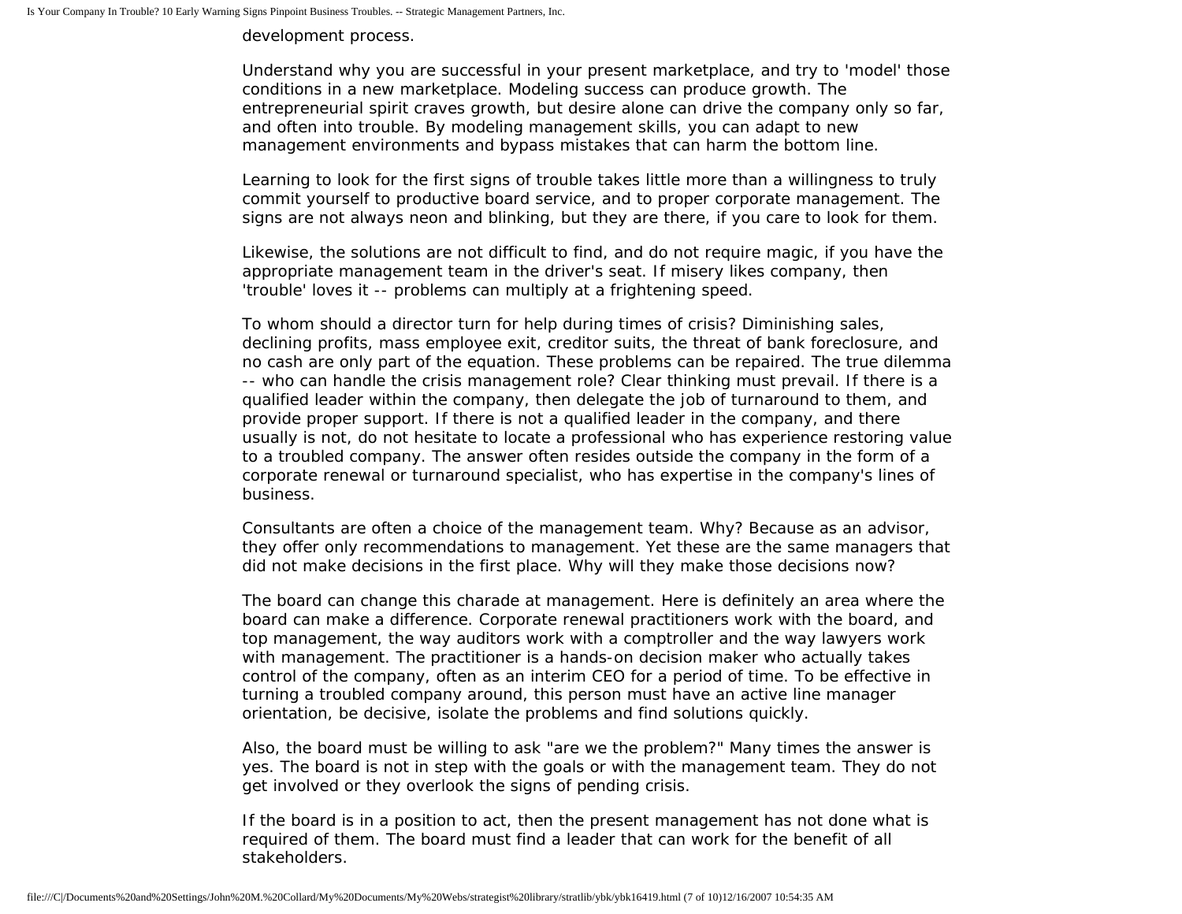development process.

Understand why you are successful in your present marketplace, and try to 'model' those conditions in a new marketplace. Modeling success can produce growth. The entrepreneurial spirit craves growth, but desire alone can drive the company only so far, and often into trouble. By modeling management skills, you can adapt to new management environments and bypass mistakes that can harm the bottom line.

Learning to look for the first signs of trouble takes little more than a willingness to truly commit yourself to productive board service, and to proper corporate management. The signs are not always neon and blinking, but they are there, if you care to look for them.

Likewise, the solutions are not difficult to find, and do not require magic, if you have the appropriate management team in the driver's seat. If misery likes company, then 'trouble' loves it -- problems can multiply at a frightening speed.

To whom should a director turn for help during times of crisis? Diminishing sales, declining profits, mass employee exit, creditor suits, the threat of bank foreclosure, and no cash are only part of the equation. These problems can be repaired. The true dilemma -- who can handle the crisis management role? Clear thinking must prevail. If there is a qualified leader within the company, then delegate the job of turnaround to them, and provide proper support. If there is not a qualified leader in the company, and there usually is not, do not hesitate to locate a professional who has experience restoring value to a troubled company. The answer often resides outside the company in the form of a corporate renewal or turnaround specialist, who has expertise in the company's lines of business.

Consultants are often a choice of the management team. Why? Because as an advisor, they offer only recommendations to management. Yet these are the same managers that did not make decisions in the first place. Why will they make those decisions now?

The board can change this charade at management. Here is definitely an area where the board can make a difference. Corporate renewal practitioners work with the board, and top management, the way auditors work with a comptroller and the way lawyers work with management. The practitioner is a hands-on decision maker who actually takes control of the company, often as an interim CEO for a period of time. To be effective in turning a troubled company around, this person must have an active line manager orientation, be decisive, isolate the problems and find solutions quickly.

Also, the board must be willing to ask "are we the problem?" Many times the answer is yes. The board is not in step with the goals or with the management team. They do not get involved or they overlook the signs of pending crisis.

If the board is in a position to act, then the present management has not done what is required of them. The board must find a leader that can work for the benefit of all stakeholders.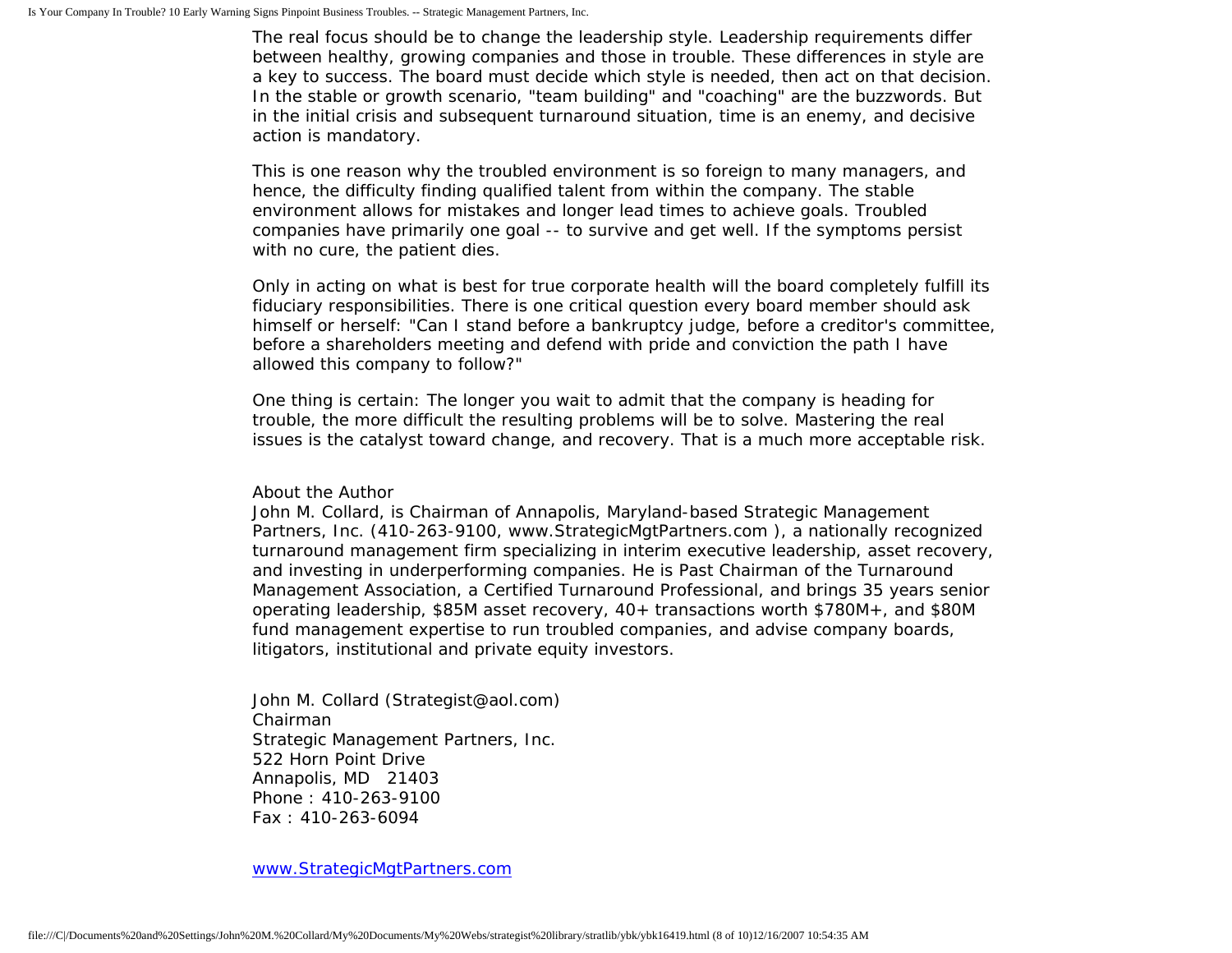The real focus should be to change the leadership style. Leadership requirements differ between healthy, growing companies and those in trouble. These differences in style are a key to success. The board must decide which style is needed, then act on that decision. In the stable or growth scenario, "team building" and "coaching" are the buzzwords. But in the initial crisis and subsequent turnaround situation, time is an enemy, and decisive action is mandatory.

This is one reason why the troubled environment is so foreign to many managers, and hence, the difficulty finding qualified talent from within the company. The stable environment allows for mistakes and longer lead times to achieve goals. Troubled companies have primarily one goal -- to survive and get well. If the symptoms persist with no cure, the patient dies.

Only in acting on what is best for true corporate health will the board completely fulfill its fiduciary responsibilities. There is one critical question every board member should ask himself or herself: "Can I stand before a bankruptcy judge, before a creditor's committee, before a shareholders meeting and defend with pride and conviction the path I have allowed this company to follow?"

One thing is certain: The longer you wait to admit that the company is heading for trouble, the more difficult the resulting problems will be to solve. Mastering the real issues is the catalyst toward change, and recovery. That is a much more acceptable risk.

About the Author

John M. Collard, is Chairman of Annapolis, Maryland-based Strategic Management Partners, Inc. (410-263-9100, www.StrategicMgtPartners.com ), a nationally recognized turnaround management firm specializing in interim executive leadership, asset recovery, and investing in underperforming companies. He is Past Chairman of the Turnaround Management Association, a Certified Turnaround Professional, and brings 35 years senior operating leadership, $85M asset recovery, 40+ transactions worth $780M+, and $80M fund management expertise to run troubled companies, and advise company boards, litigators, institutional and private equity investors.

John M. Collard (Strategist@aol.com)
Chairman
Strategic Management Partners, Inc.
522 Horn Point Drive
Annapolis, MD 21403
Phone : 410-263-9100
Fax : 410-263-6094

[www.StrategicMgtPartners.com](http://www.StrategicMgtPartners.com)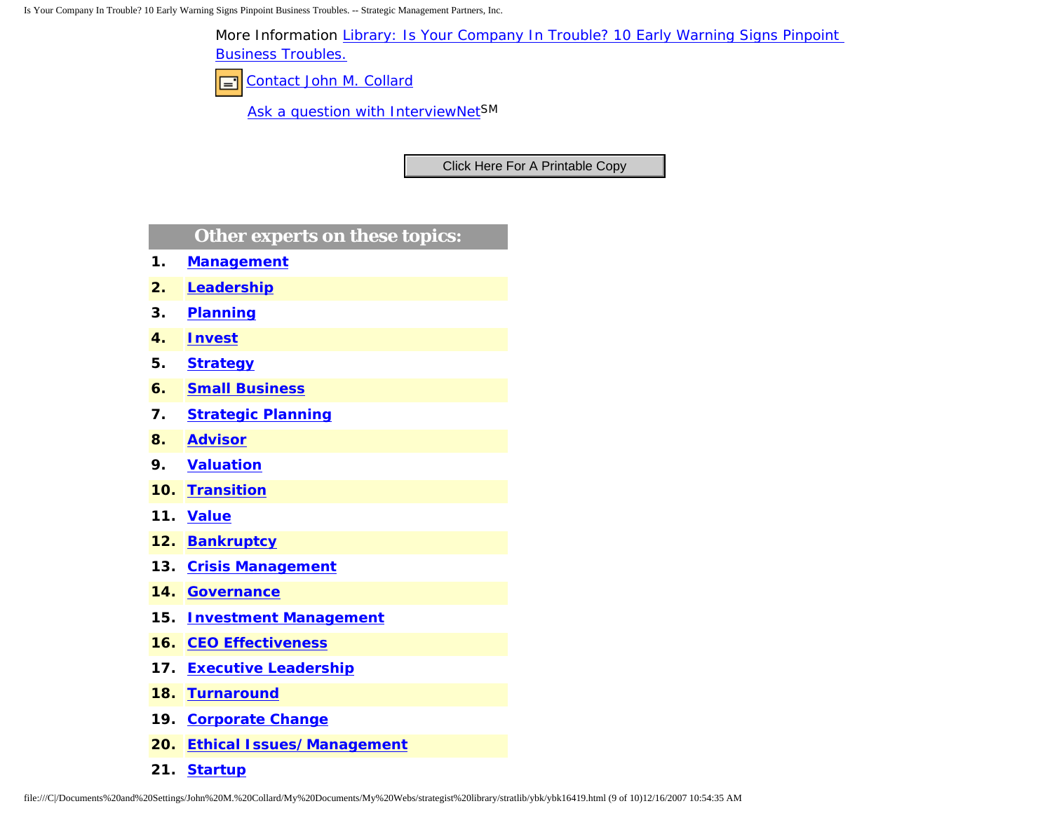More Information Library: Is Your Company In Trouble? 10 Early Warning Signs Pinpoint Business Troubles.

Contact John M. Collard

Ask a question with InterviewNet[SM]

Click Here For A Printable Copy

## Other experts on these topics:

1. **Management**
2. **Leadership**
3. **Planning**
4. **Invest**
5. **Strategy**
6. **Small Business**
7. **Strategic Planning**
8. **Advisor**
9. **Valuation**
10. **Transition**
11. **Value**
12. **Bankruptcy**
13. **Crisis Management**
14. **Governance**
15. **Investment Management**
16. **CEO Effectiveness**
17. **Executive Leadership**
18. **Turnaround**
19. **Corporate Change**
20. **Ethical Issues/Management**
21. **Startup**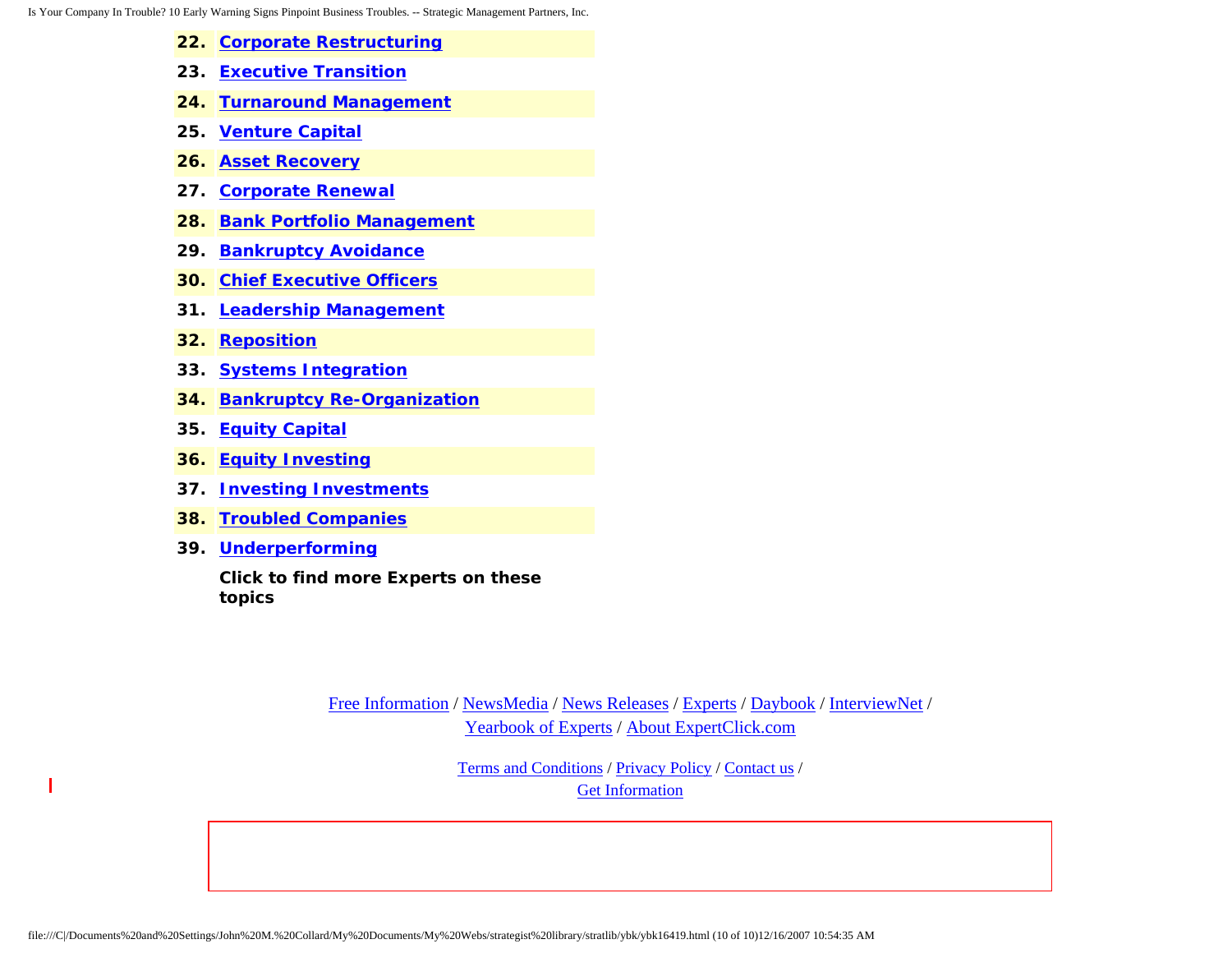22. **Corporate Restructuring**
23. **Executive Transition**
24. **Turnaround Management**
25. **Venture Capital**
26. **Asset Recovery**
27. **Corporate Renewal**
28. **Bank Portfolio Management**
29. **Bankruptcy Avoidance**
30. **Chief Executive Officers**
31. **Leadership Management**
32. **Reposition**
33. **Systems Integration**
34. **Bankruptcy Re-Organization**
35. **Equity Capital**
36. **Equity Investing**
37. **Investing Investments**
38. **Troubled Companies**
39. **Underperforming**

**Click to find more Experts on these topics**

Free Information / NewsMedia / News Releases / Experts / Daybook / InterviewNet / Yearbook of Experts / About ExpertClick.com

Terms and Conditions / Privacy Policy / Contact us / Get Information